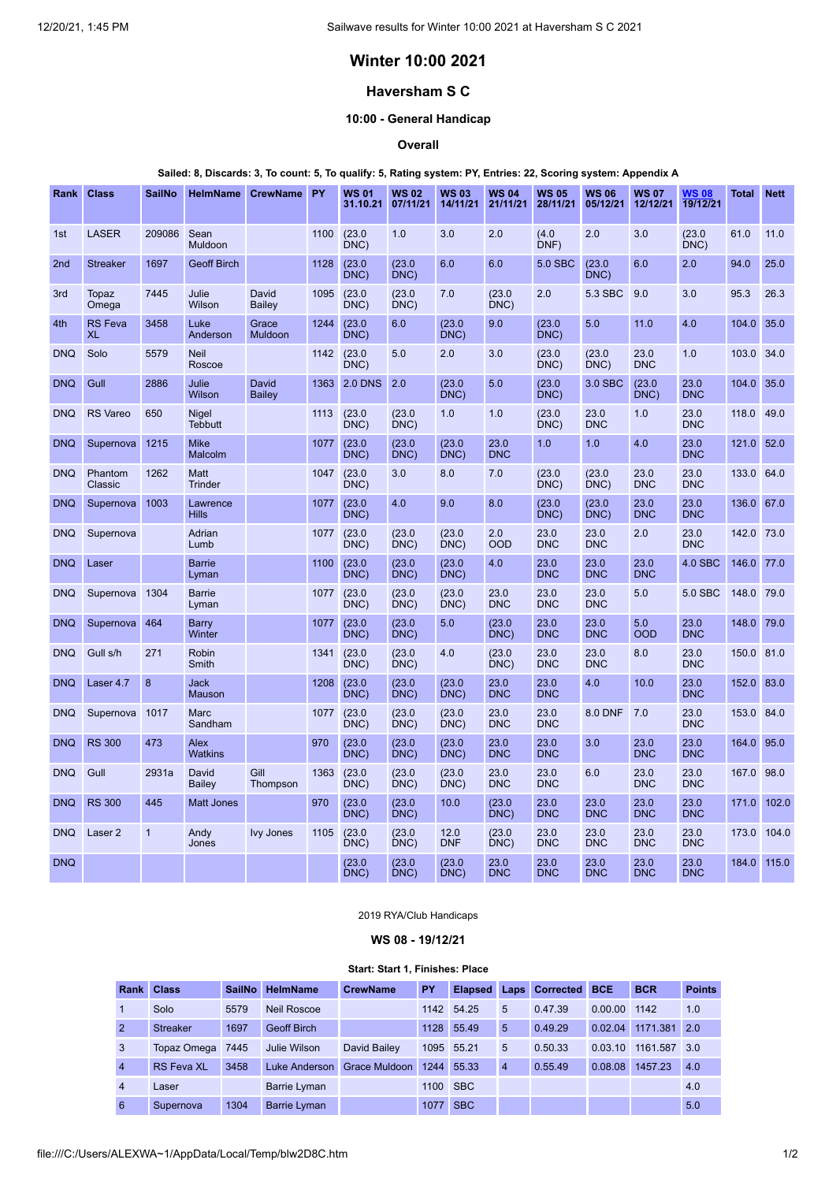# Winter 10:00 2021

## Haversham S C

### 10:00 - General Handicap

#### Overall

**Sailed: 8, Discards: 3, To count: 5, To qualify: 5, Rating system: PY, Entries: 22, Scoring system: Appendix A**

| Rank | Class | SailNo | HelmName | CrewName | PY | WS 01 31.10.21 | WS 02 07/11/21 | WS 03 14/11/21 | WS 04 21/11/21 | WS 05 28/11/21 | WS 06 05/12/21 | WS 07 12/12/21 | WS 08 19/12/21 | Total | Nett |
|---|---|---|---|---|---|---|---|---|---|---|---|---|---|---|---|
| 1st | LASER | 209086 | Sean Muldoon | | 1100 | (23.0 DNC) | 1.0 | 3.0 | 2.0 | (4.0 DNF) | 2.0 | 3.0 | (23.0 DNC) | 61.0 | 11.0 |
| 2nd | Streaker | 1697 | Geoff Birch | | 1128 | (23.0 DNC) | (23.0 DNC) | 6.0 | 6.0 | 5.0 SBC | (23.0 DNC) | 6.0 | 2.0 | 94.0 | 25.0 |
| 3rd | Topaz Omega | 7445 | Julie Wilson | David Bailey | 1095 | (23.0 DNC) | (23.0 DNC) | 7.0 | (23.0 DNC) | 2.0 | 5.3 SBC | 9.0 | 3.0 | 95.3 | 26.3 |
| 4th | RS Feva XL | 3458 | Luke Anderson | Grace Muldoon | 1244 | (23.0 DNC) | 6.0 | (23.0 DNC) | 9.0 | (23.0 DNC) | 5.0 | 11.0 | 4.0 | 104.0 | 35.0 |
| DNQ | Solo | 5579 | Neil Roscoe | | 1142 | (23.0 DNC) | 5.0 | 2.0 | 3.0 | (23.0 DNC) | (23.0 DNC) | 23.0 DNC | 1.0 | 103.0 | 34.0 |
| DNQ | Gull | 2886 | Julie Wilson | David Bailey | 1363 | 2.0 DNS | 2.0 | (23.0 DNC) | 5.0 | (23.0 DNC) | 3.0 SBC | (23.0 DNC) | 23.0 DNC | 104.0 | 35.0 |
| DNQ | RS Vareo | 650 | Nigel Tebbutt | | 1113 | (23.0 DNC) | (23.0 DNC) | 1.0 | 1.0 | (23.0 DNC) | 23.0 DNC | 1.0 | 23.0 DNC | 118.0 | 49.0 |
| DNQ | Supernova | 1215 | Mike Malcolm | | 1077 | (23.0 DNC) | (23.0 DNC) | (23.0 DNC) | 23.0 DNC | 1.0 | 1.0 | 4.0 | 23.0 DNC | 121.0 | 52.0 |
| DNQ | Phantom Classic | 1262 | Matt Trinder | | 1047 | (23.0 DNC) | 3.0 | 8.0 | 7.0 | (23.0 DNC) | (23.0 DNC) | 23.0 DNC | 23.0 DNC | 133.0 | 64.0 |
| DNQ | Supernova | 1003 | Lawrence Hills | | 1077 | (23.0 DNC) | 4.0 | 9.0 | 8.0 | (23.0 DNC) | (23.0 DNC) | 23.0 DNC | 23.0 DNC | 136.0 | 67.0 |
| DNQ | Supernova | | Adrian Lumb | | 1077 | (23.0 DNC) | (23.0 DNC) | (23.0 DNC) | 2.0 OOD | 23.0 DNC | 23.0 DNC | 2.0 | 23.0 DNC | 142.0 | 73.0 |
| DNQ | Laser | | Barrie Lyman | | 1100 | (23.0 DNC) | (23.0 DNC) | (23.0 DNC) | 4.0 | 23.0 DNC | 23.0 DNC | 23.0 DNC | 4.0 SBC | 146.0 | 77.0 |
| DNQ | Supernova | 1304 | Barrie Lyman | | 1077 | (23.0 DNC) | (23.0 DNC) | (23.0 DNC) | 23.0 DNC | 23.0 DNC | 23.0 DNC | 5.0 | 5.0 SBC | 148.0 | 79.0 |
| DNQ | Supernova | 464 | Barry Winter | | 1077 | (23.0 DNC) | (23.0 DNC) | 5.0 | (23.0 DNC) | 23.0 DNC | 23.0 DNC | 5.0 OOD | 23.0 DNC | 148.0 | 79.0 |
| DNQ | Gull s/h | 271 | Robin Smith | | 1341 | (23.0 DNC) | (23.0 DNC) | 4.0 | (23.0 DNC) | 23.0 DNC | 23.0 DNC | 8.0 | 23.0 DNC | 150.0 | 81.0 |
| DNQ | Laser 4.7 | 8 | Jack Mauson | | 1208 | (23.0 DNC) | (23.0 DNC) | (23.0 DNC) | 23.0 DNC | 23.0 DNC | 4.0 | 10.0 | 23.0 DNC | 152.0 | 83.0 |
| DNQ | Supernova | 1017 | Marc Sandham | | 1077 | (23.0 DNC) | (23.0 DNC) | (23.0 DNC) | 23.0 DNC | 23.0 DNC | 8.0 DNF | 7.0 | 23.0 DNC | 153.0 | 84.0 |
| DNQ | RS 300 | 473 | Alex Watkins | | 970 | (23.0 DNC) | (23.0 DNC) | (23.0 DNC) | 23.0 DNC | 23.0 DNC | 3.0 | 23.0 DNC | 23.0 DNC | 164.0 | 95.0 |
| DNQ | Gull | 2931a | David Bailey | Gill Thompson | 1363 | (23.0 DNC) | (23.0 DNC) | (23.0 DNC) | 23.0 DNC | 23.0 DNC | 6.0 | 23.0 DNC | 23.0 DNC | 167.0 | 98.0 |
| DNQ | RS 300 | 445 | Matt Jones | | 970 | (23.0 DNC) | (23.0 DNC) | 10.0 | (23.0 DNC) | 23.0 DNC | 23.0 DNC | 23.0 DNC | 23.0 DNC | 171.0 | 102.0 |
| DNQ | Laser 2 | 1 | Andy Jones | Ivy Jones | 1105 | (23.0 DNC) | (23.0 DNC) | 12.0 DNF | (23.0 DNC) | 23.0 DNC | 23.0 DNC | 23.0 DNC | 23.0 DNC | 173.0 | 104.0 |
| DNQ | | | | | | (23.0 DNC) | (23.0 DNC) | (23.0 DNC) | 23.0 DNC | 23.0 DNC | 23.0 DNC | 23.0 DNC | 23.0 DNC | 184.0 | 115.0 |

2019 RYA/Club Handicaps

#### WS 08 - 19/12/21

**Start: Start 1, Finishes: Place**

| Rank | Class | SailNo | HelmName | CrewName | PY | Elapsed | Laps | Corrected | BCE | BCR | Points |
|---|---|---|---|---|---|---|---|---|---|---|---|
| 1 | Solo | 5579 | Neil Roscoe | | 1142 | 54.25 | 5 | 0.47.39 | 0.00.00 | 1142 | 1.0 |
| 2 | Streaker | 1697 | Geoff Birch | | 1128 | 55.49 | 5 | 0.49.29 | 0.02.04 | 1171.381 | 2.0 |
| 3 | Topaz Omega | 7445 | Julie Wilson | David Bailey | 1095 | 55.21 | 5 | 0.50.33 | 0.03.10 | 1161.587 | 3.0 |
| 4 | RS Feva XL | 3458 | Luke Anderson | Grace Muldoon | 1244 | 55.33 | 4 | 0.55.49 | 0.08.08 | 1457.23 | 4.0 |
| 4 | Laser | | Barrie Lyman | | 1100 | SBC | | | | | 4.0 |
| 6 | Supernova | 1304 | Barrie Lyman | | 1077 | SBC | | | | | 5.0 |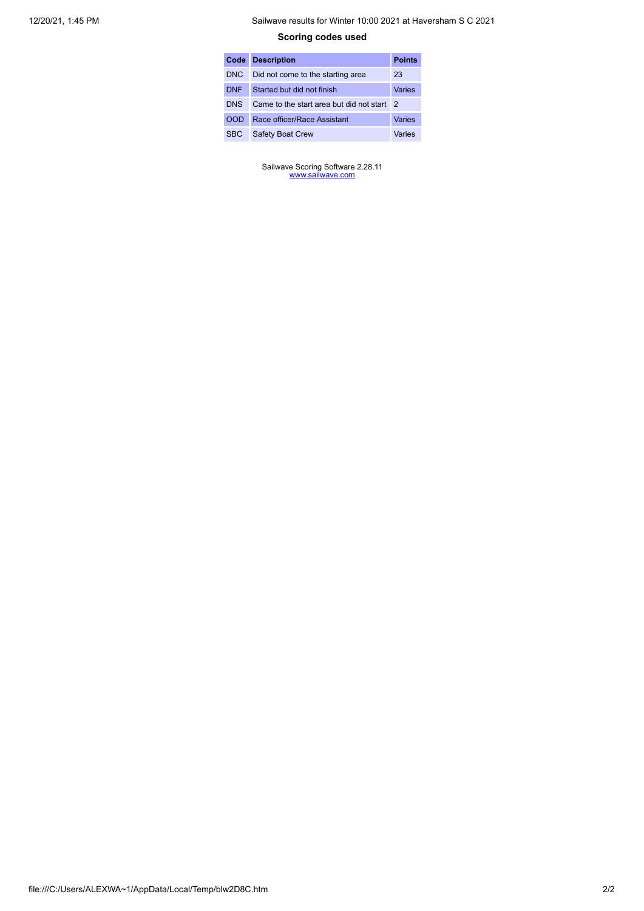### Scoring codes used

| Code | Description | Points |
| --- | --- | --- |
| DNC | Did not come to the starting area | 23 |
| DNF | Started but did not finish | Varies |
| DNS | Came to the start area but did not start | 2 |
| OOD | Race officer/Race Assistant | Varies |
| SBC | Safety Boat Crew | Varies |

Sailwave Scoring Software 2.28.11
www.sailwave.com